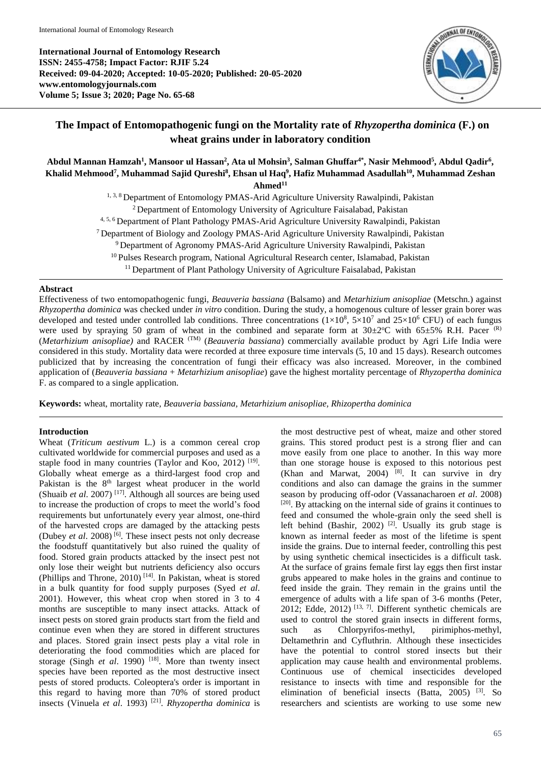International Journal of Entomology Research
**ISSN: 2455-4758; Impact Factor: RJIF 5.24**
**Received: 09-04-2020; Accepted: 10-05-2020; Published: 20-05-2020**
**www.entomologyjournals.com**
**Volume 5; Issue 3; 2020; Page No. 65-68**

# The Impact of Entomopathogenic fungi on the Mortality rate of *Rhyzopertha dominica* (F.) on wheat grains under in laboratory condition

**Abdul Mannan Hamzah[1], Mansoor ul Hassan[2], Ata ul Mohsin[3], Salman Ghuffar[4*], Nasir Mehmood[5], Abdul Qadir[6], Khalid Mehmood[7], Muhammad Sajid Qureshi[8], Ehsan ul Haq[9], Hafiz Muhammad Asadullah[10], Muhammad Zeshan Ahmed[11]**

[1, 3, 8] Department of Entomology PMAS-Arid Agriculture University Rawalpindi, Pakistan
[2] Department of Entomology University of Agriculture Faisalabad, Pakistan
[4, 5, 6] Department of Plant Pathology PMAS-Arid Agriculture University Rawalpindi, Pakistan
[7] Department of Biology and Zoology PMAS-Arid Agriculture University Rawalpindi, Pakistan
[9] Department of Agronomy PMAS-Arid Agriculture University Rawalpindi, Pakistan
[10] Pulses Research program, National Agricultural Research center, Islamabad, Pakistan
[11] Department of Plant Pathology University of Agriculture Faisalabad, Pakistan

## Abstract

Effectiveness of two entomopathogenic fungi, *Beauveria bassiana* (Balsamo) and *Metarhizium anisopliae* (Metschn.) against *Rhyzopertha dominica* was checked under *in vitro* condition. During the study, a homogenous culture of lesser grain borer was developed and tested under controlled lab conditions. Three concentrations ($1\times10^8$, $5\times10^7$ and $25\times10^6$ CFU) of each fungus were used by spraying 50 gram of wheat in the combined and separate form at $30\pm2$°C with $65\pm5$% R.H. Pacer [(R)] (*Metarhizium anisopliae)* and RACER [(TM)] (*Beauveria bassiana*) commercially available product by Agri Life India were considered in this study. Mortality data were recorded at three exposure time intervals (5, 10 and 15 days). Research outcomes publicized that by increasing the concentration of fungi their efficacy was also increased. Moreover, in the combined application of (*Beauveria bassiana* + *Metarhizium anisopliae*) gave the highest mortality percentage of *Rhyzopertha dominica* F. as compared to a single application.

**Keywords:** wheat, mortality rate, *Beauveria bassiana, Metarhizium anisopliae, Rhizopertha dominica*

## Introduction

Wheat (*Triticum aestivum* L.) is a common cereal crop cultivated worldwide for commercial purposes and used as a staple food in many countries (Taylor and Koo, 2012) [19]. Globally wheat emerge as a third-largest food crop and Pakistan is the 8th largest wheat producer in the world (Shuaib *et al*. 2007) [17]. Although all sources are being used to increase the production of crops to meet the world's food requirements but unfortunately every year almost, one-third of the harvested crops are damaged by the attacking pests (Dubey *et al*. 2008) [6]. These insect pests not only decrease the foodstuff quantitatively but also ruined the quality of food. Stored grain products attacked by the insect pest not only lose their weight but nutrients deficiency also occurs (Phillips and Throne, 2010) [14]. In Pakistan, wheat is stored in a bulk quantity for food supply purposes (Syed *et al*. 2001). However, this wheat crop when stored in 3 to 4 months are susceptible to many insect attacks. Attack of insect pests on stored grain products start from the field and continue even when they are stored in different structures and places. Stored grain insect pests play a vital role in deteriorating the food commodities which are placed for storage (Singh *et al*. 1990) [18]. More than twenty insect species have been reported as the most destructive insect pests of stored products. Coleoptera's order is important in this regard to having more than 70% of stored product insects (Vinuela *et al*. 1993) [21]. *Rhyzopertha dominica* is the most destructive pest of wheat, maize and other stored grains. This stored product pest is a strong flier and can move easily from one place to another. In this way more than one storage house is exposed to this notorious pest (Khan and Marwat, 2004) [8]. It can survive in dry conditions and also can damage the grains in the summer season by producing off-odor (Vassanacharoen *et al*. 2008) [20]. By attacking on the internal side of grains it continues to feed and consumed the whole-grain only the seed shell is left behind (Bashir, 2002) [2]. Usually its grub stage is known as internal feeder as most of the lifetime is spent inside the grains. Due to internal feeder, controlling this pest by using synthetic chemical insecticides is a difficult task. At the surface of grains female first lay eggs then first instar grubs appeared to make holes in the grains and continue to feed inside the grain. They remain in the grains until the emergence of adults with a life span of 3-6 months (Peter, 2012; Edde, 2012) [13, 7]. Different synthetic chemicals are used to control the stored grain insects in different forms, such as Chlorpyrifos-methyl, pirimiphos-methyl, Deltamethrin and Cyfluthrin. Although these insecticides have the potential to control stored insects but their application may cause health and environmental problems. Continuous use of chemical insecticides developed resistance to insects with time and responsible for the elimination of beneficial insects (Batta, 2005) [3]. So researchers and scientists are working to use some new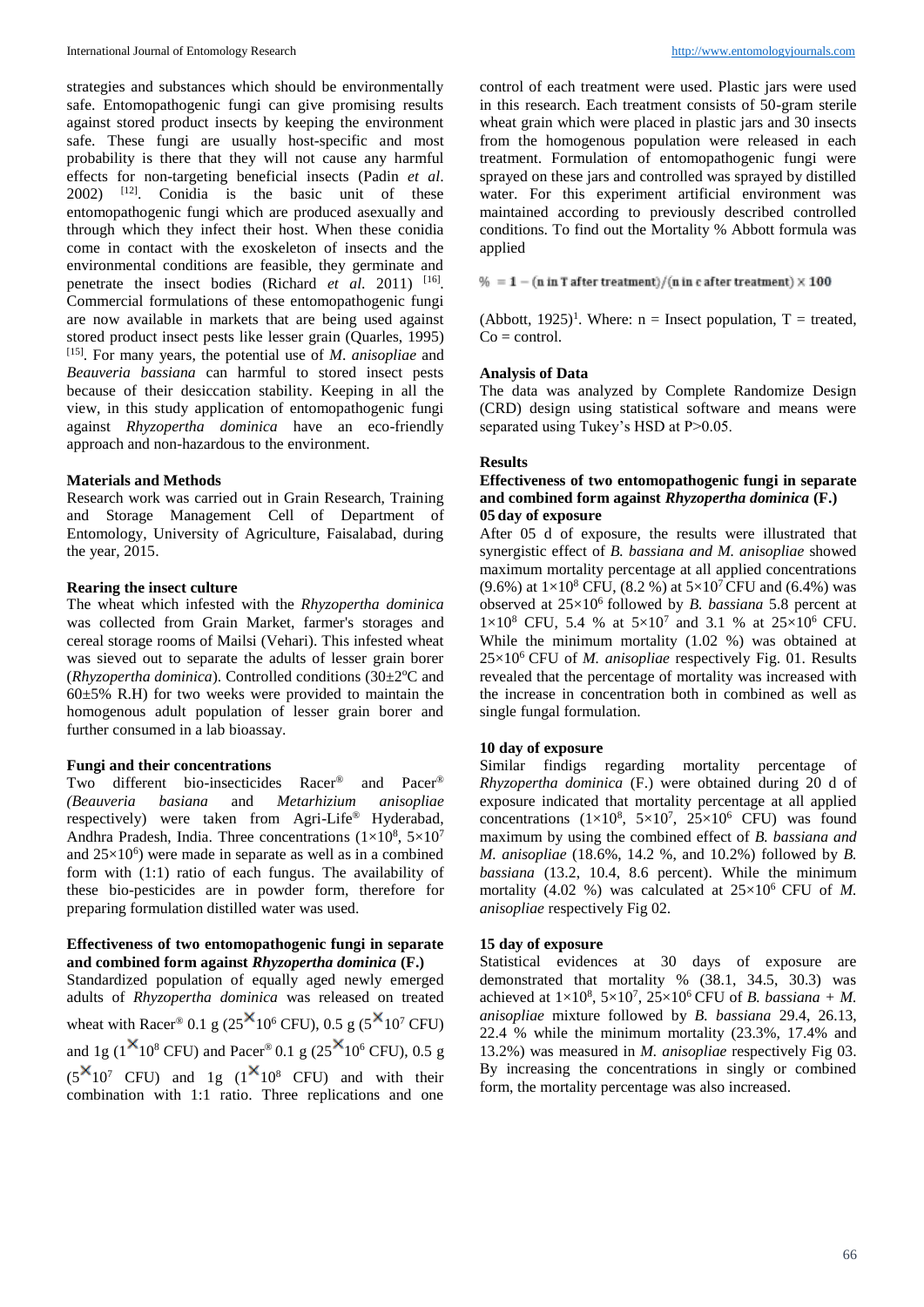strategies and substances which should be environmentally safe. Entomopathogenic fungi can give promising results against stored product insects by keeping the environment safe. These fungi are usually host-specific and most probability is there that they will not cause any harmful effects for non-targeting beneficial insects (Padin *et al*. 2002) [12]. Conidia is the basic unit of these entomopathogenic fungi which are produced asexually and through which they infect their host. When these conidia come in contact with the exoskeleton of insects and the environmental conditions are feasible, they germinate and penetrate the insect bodies (Richard *et al.* 2011) [16]. Commercial formulations of these entomopathogenic fungi are now available in markets that are being used against stored product insect pests like lesser grain (Quarles, 1995) [15]. For many years, the potential use of *M. anisopliae* and *Beauveria bassiana* can harmful to stored insect pests because of their desiccation stability. Keeping in all the view, in this study application of entomopathogenic fungi against *Rhyzopertha dominica* have an eco-friendly approach and non-hazardous to the environment.

## Materials and Methods

Research work was carried out in Grain Research, Training and Storage Management Cell of Department of Entomology, University of Agriculture, Faisalabad, during the year, 2015.

### Rearing the insect culture

The wheat which infested with the *Rhyzopertha dominica* was collected from Grain Market, farmer's storages and cereal storage rooms of Mailsi (Vehari). This infested wheat was sieved out to separate the adults of lesser grain borer (*Rhyzopertha dominica*). Controlled conditions (30±2°C and 60±5% R.H) for two weeks were provided to maintain the homogenous adult population of lesser grain borer and further consumed in a lab bioassay.

### Fungi and their concentrations

Two different bio-insecticides Racer® and Pacer® *(Beauveria basiana* and *Metarhizium anisopliae* respectively) were taken from Agri-Life® Hyderabad, Andhra Pradesh, India. Three concentrations ($1\times10^8$, $5\times10^7$ and $25\times10^6$) were made in separate as well as in a combined form with (1:1) ratio of each fungus. The availability of these bio-pesticides are in powder form, therefore for preparing formulation distilled water was used.

### Effectiveness of two entomopathogenic fungi in separate and combined form against *Rhyzopertha dominica* (F.)

Standardized population of equally aged newly emerged adults of *Rhyzopertha dominica* was released on treated wheat with Racer® 0.1 g ($25\times10^6$ CFU), 0.5 g ($5\times10^7$ CFU) and 1g ($1\times10^8$ CFU) and Pacer® 0.1 g ($25\times10^6$ CFU), 0.5 g ($5\times10^7$ CFU) and 1g ($1\times10^8$ CFU) and with their combination with 1:1 ratio. Three replications and one control of each treatment were used. Plastic jars were used in this research. Each treatment consists of 50-gram sterile wheat grain which were placed in plastic jars and 30 insects from the homogenous population were released in each treatment. Formulation of entomopathogenic fungi were sprayed on these jars and controlled was sprayed by distilled water. For this experiment artificial environment was maintained according to previously described controlled conditions. To find out the Mortality % Abbott formula was applied

$$\% = 1 - (\text{n in T after treatment})/(\text{n in c after treatment}) \times 100$$

(Abbott, 1925)[1]. Where: n = Insect population, T = treated, Co = control.

### Analysis of Data

The data was analyzed by Complete Randomize Design (CRD) design using statistical software and means were separated using Tukey's HSD at P>0.05.

## Results

### Effectiveness of two entomopathogenic fungi in separate and combined form against *Rhyzopertha dominica* (F.)

#### 05 day of exposure

After 05 d of exposure, the results were illustrated that synergistic effect of *B. bassiana and M. anisopliae* showed maximum mortality percentage at all applied concentrations (9.6%) at $1\times10^8$ CFU, (8.2 %) at $5\times10^7$ CFU and (6.4%) was observed at $25\times10^6$ followed by *B. bassiana* 5.8 percent at $1\times10^8$ CFU, 5.4 % at $5\times10^7$ and 3.1 % at $25\times10^6$ CFU. While the minimum mortality (1.02 %) was obtained at $25\times10^6$ CFU of *M. anisopliae* respectively Fig. 01. Results revealed that the percentage of mortality was increased with the increase in concentration both in combined as well as single fungal formulation.

#### 10 day of exposure

Similar findigs regarding mortality percentage of *Rhyzopertha dominica* (F.) were obtained during 20 d of exposure indicated that mortality percentage at all applied concentrations ($1\times10^8$, $5\times10^7$, $25\times10^6$ CFU) was found maximum by using the combined effect of *B. bassiana and M. anisopliae* (18.6%, 14.2 %, and 10.2%) followed by *B. bassiana* (13.2, 10.4, 8.6 percent). While the minimum mortality (4.02 %) was calculated at $25\times10^6$ CFU of *M. anisopliae* respectively Fig 02.

#### 15 day of exposure

Statistical evidences at 30 days of exposure are demonstrated that mortality % (38.1, 34.5, 30.3) was achieved at $1\times10^8$, $5\times10^7$, $25\times10^6$ CFU of *B. bassiana* + *M. anisopliae* mixture followed by *B. bassiana* 29.4, 26.13, 22.4 % while the minimum mortality (23.3%, 17.4% and 13.2%) was measured in *M. anisopliae* respectively Fig 03. By increasing the concentrations in singly or combined form, the mortality percentage was also increased.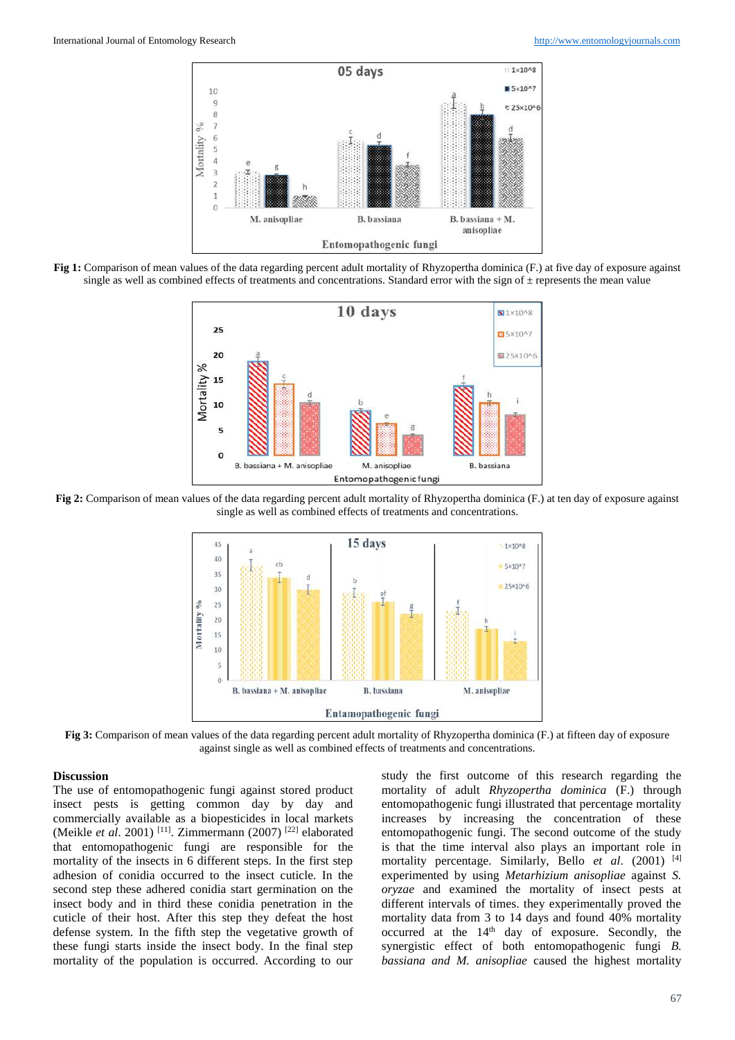**Fig 1:** Comparison of mean values of the data regarding percent adult mortality of Rhyzopertha dominica (F.) at five day of exposure against single as well as combined effects of treatments and concentrations. Standard error with the sign of ± represents the mean value

**Fig 2:** Comparison of mean values of the data regarding percent adult mortality of Rhyzopertha dominica (F.) at ten day of exposure against single as well as combined effects of treatments and concentrations.

**Fig 3:** Comparison of mean values of the data regarding percent adult mortality of Rhyzopertha dominica (F.) at fifteen day of exposure against single as well as combined effects of treatments and concentrations.

## Discussion

The use of entomopathogenic fungi against stored product insect pests is getting common day by day and commercially available as a biopesticides in local markets (Meikle *et al*. 2001) [11]. Zimmermann (2007) [22] elaborated that entomopathogenic fungi are responsible for the mortality of the insects in 6 different steps. In the first step adhesion of conidia occurred to the insect cuticle. In the second step these adhered conidia start germination on the insect body and in third these conidia penetration in the cuticle of their host. After this step they defeat the host defense system. In the fifth step the vegetative growth of these fungi starts inside the insect body. In the final step mortality of the population is occurred. According to our study the first outcome of this research regarding the mortality of adult *Rhyzopertha dominica* (F.) through entomopathogenic fungi illustrated that percentage mortality increases by increasing the concentration of these entomopathogenic fungi. The second outcome of the study is that the time interval also plays an important role in mortality percentage. Similarly, Bello *et al*. (2001) [4] experimented by using *Metarhizium anisopliae* against *S. oryzae* and examined the mortality of insect pests at different intervals of times. they experimentally proved the mortality data from 3 to 14 days and found 40% mortality occurred at the 14th day of exposure. Secondly, the synergistic effect of both entomopathogenic fungi *B. bassiana and M. anisopliae* caused the highest mortality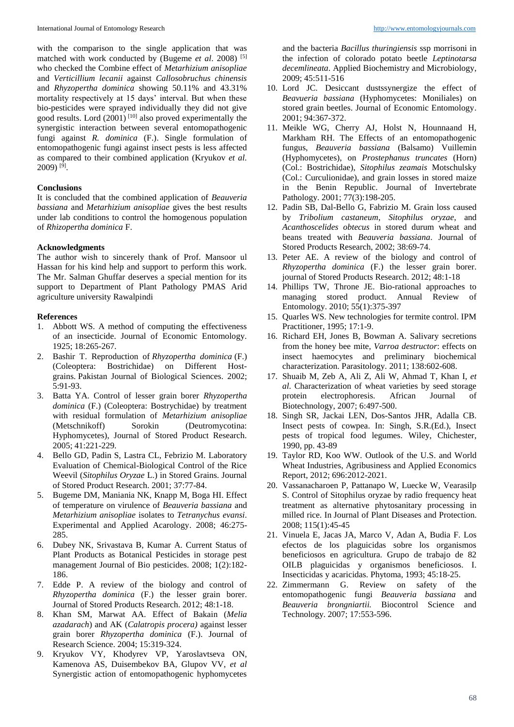with the comparison to the single application that was matched with work conducted by (Bugeme *et al*. 2008) [5] who checked the Combine effect of *Metarhizium anisopliae* and *Verticillium lecanii* against *Callosobruchus chinensis* and *Rhyzopertha dominica* showing 50.11% and 43.31% mortality respectively at 15 days' interval. But when these bio-pesticides were sprayed individually they did not give good results. Lord (2001) [10] also proved experimentally the synergistic interaction between several entomopathogenic fungi against *R. dominica* (F.). Single formulation of entomopathogenic fungi against insect pests is less affected as compared to their combined application (Kryukov *et al*. 2009) [9].

**Conclusions**

It is concluded that the combined application of *Beauveria bassiana* and *Metarhizium anisopliae* gives the best results under lab conditions to control the homogenous population of *Rhizopertha dominica* F.

**Acknowledgments**

The author wish to sincerely thank of Prof. Mansoor ul Hassan for his kind help and support to perform this work. The Mr. Salman Ghuffar deserves a special mention for its support to Department of Plant Pathology PMAS Arid agriculture university Rawalpindi

**References**

1. Abbott WS. A method of computing the effectiveness of an insecticide. Journal of Economic Entomology. 1925; 18:265-267.
2. Bashir T. Reproduction of *Rhyzopertha dominica* (F.) (Coleoptera: Bostrichidae) on Different Host-grains. Pakistan Journal of Biological Sciences. 2002; 5:91-93.
3. Batta YA. Control of lesser grain borer *Rhyzopertha dominica* (F.) (Coleoptera: Bostrychidae) by treatment with residual formulation of *Metarhizium anisopliae* (Metschnikoff) Sorokin (Deutromycotina: Hyphomycetes), Journal of Stored Product Research. 2005; 41:221-229.
4. Bello GD, Padin S, Lastra CL, Febrizio M. Laboratory Evaluation of Chemical-Biological Control of the Rice Weevil (*Sitophilus Oryzae* L.) in Stored Grains. Journal of Stored Product Research. 2001; 37:77-84.
5. Bugeme DM, Maniania NK, Knapp M, Boga HI. Effect of temperature on virulence of *Beauveria bassiana* and *Metarhizium anisopliae* isolates to *Tetranychus evansi*. Experimental and Applied Acarology. 2008; 46:275-285.
6. Dubey NK, Srivastava B, Kumar A. Current Status of Plant Products as Botanical Pesticides in storage pest management Journal of Bio pesticides. 2008; 1(2):182-186.
7. Edde P. A review of the biology and control of *Rhyzopertha dominica* (F.) the lesser grain borer. Journal of Stored Products Research. 2012; 48:1-18.
8. Khan SM, Marwat AA. Effect of Bakain (*Melia azadarach*) and AK (*Calatropis procera)* against lesser grain borer *Rhyzopertha dominica* (F.). Journal of Research Science. 2004; 15:319-324.
9. Kryukov VY, Khodyrev VP, Yaroslavtseva ON, Kamenova AS, Duisembekov BA, Glupov VV, *et al* Synergistic action of entomopathogenic hyphomycetes and the bacteria *Bacillus thuringiensis* ssp morrisoni in the infection of colorado potato beetle *Leptinotarsa decemlineata*. Applied Biochemistry and Microbiology, 2009; 45:511-516
10. Lord JC. Desiccant dustssynergize the effect of *Beavueria bassiana* (Hyphomycetes: Moniliales) on stored grain beetles. Journal of Economic Entomology. 2001; 94:367-372.
11. Meikle WG, Cherry AJ, Holst N, Hounnaand H, Markham RH. The Effects of an entomopathogenic fungus, *Beauveria bassiana* (Balsamo) Vuillemin (Hyphomycetes), on *Prostephanus truncates* (Horn) (Col.: Bostrichidae), *Sitophilus zeamais* Motschulsky (Col.: Curculionidae), and grain losses in stored maize in the Benin Republic. Journal of Invertebrate Pathology. 2001; 77(3):198-205.
12. Padin SB, Dal-Bello G, Fabrizio M. Grain loss caused by *Tribolium castaneum*, *Sitophilus oryzae*, and *Acanthoscelides obtecus* in stored durum wheat and beans treated with *Beauveria bassiana*. Journal of Stored Products Research, 2002; 38:69-74.
13. Peter AE. A review of the biology and control of *Rhyzopertha dominica* (F.) the lesser grain borer. journal of Stored Products Research. 2012; 48:1-18
14. Phillips TW, Throne JE. Bio-rational approaches to managing stored product. Annual Review of Entomology. 2010; 55(1):375-397
15. Quarles WS. New technologies for termite control. IPM Practitioner, 1995; 17:1-9.
16. Richard EH, Jones B, Bowman A. Salivary secretions from the honey bee mite, *Varroa destructor*: effects on insect haemocytes and preliminary biochemical characterization. Parasitology. 2011; 138:602-608.
17. Shuaib M, Zeb A, Ali Z, Ali W, Ahmad T, Khan I, *et al*. Characterization of wheat varieties by seed storage protein electrophoresis. African Journal of Biotechnology, 2007; 6:497-500.
18. Singh SR, Jackai LEN, Dos-Santos JHR, Adalla CB. Insect pests of cowpea. In: Singh, S.R.(Ed.), Insect pests of tropical food legumes. Wiley, Chichester, 1990, pp. 43-89
19. Taylor RD, Koo WW. Outlook of the U.S. and World Wheat Industries, Agribusiness and Applied Economics Report, 2012; 696:2012-2021.
20. Vassanacharoen P, Pattanapo W, Luecke W, Vearasilp S. Control of Sitophilus oryzae by radio frequency heat treatment as alternative phytosanitary processing in milled rice. In Journal of Plant Diseases and Protection. 2008; 115(1):45-45
21. Vinuela E, Jacas JA, Marco V, Adan A, Budia F. Los efectos de los plaguicidas sobre los organismos beneficiosos en agricultura. Grupo de trabajo de 82 OILB plaguicidas y organismos beneficiosos. I. Insecticidas y acaricidas. Phytoma, 1993; 45:18-25.
22. Zimmermann G. Review on safety of the entomopathogenic fungi *Beauveria bassiana* and *Beauveria brongniartii.* Biocontrol Science and Technology. 2007; 17:553-596.